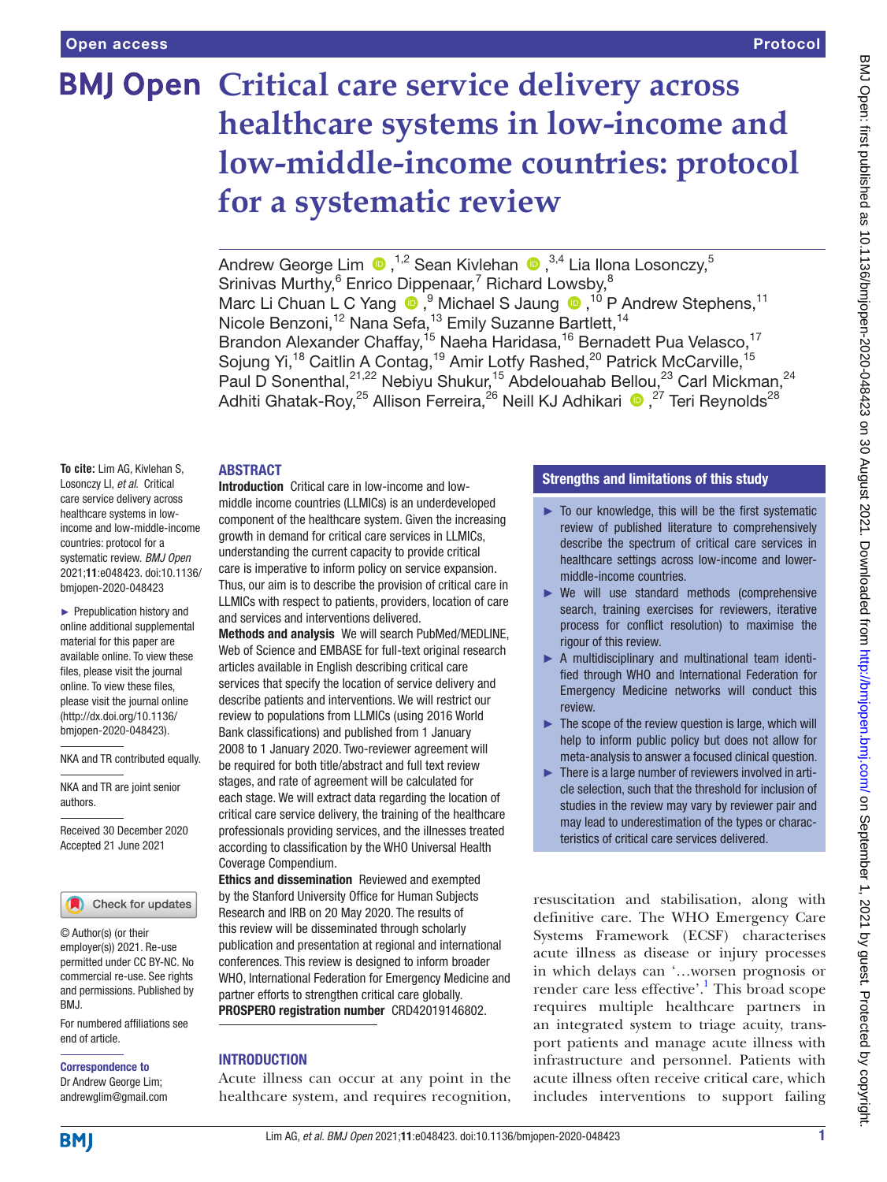# Critical care service delivery across healthcare systems in low-income and low-middle-income countries: protocol for a systematic review

Andrew George Lim,[1,2] Sean Kivlehan,[3,4] Lia Ilona Losonczy,[5] Srinivas Murthy,[6] Enrico Dippenaar,[7] Richard Lowsby,[8] Marc Li Chuan L C Yang,[9] Michael S Jaung,[10] P Andrew Stephens,[11] Nicole Benzoni,[12] Nana Sefa,[13] Emily Suzanne Bartlett,[14] Brandon Alexander Chaffay,[15] Naeha Haridasa,[16] Bernadett Pua Velasco,[17] Sojung Yi,[18] Caitlin A Contag,[19] Amir Lotfy Rashed,[20] Patrick McCarville,[15] Paul D Sonenthal,[21,22] Nebiyu Shukur,[15] Abdelouahab Bellou,[23] Carl Mickman,[24] Adhiti Ghatak-Roy,[25] Allison Ferreira,[26] Neill KJ Adhikari,[27] Teri Reynolds[28]

**To cite:** Lim AG, Kivlehan S, Losonczy LI, *et al*. Critical care service delivery across healthcare systems in low-income and low-middle-income countries: protocol for a systematic review. *BMJ Open* 2021;**11**:e048423. doi:10.1136/bmjopen-2020-048423

► Prepublication history and online additional supplemental material for this paper are available online. To view these files, please visit the journal online. To view these files, please visit the journal online (http://dx.doi.org/10.1136/bmjopen-2020-048423).

NKA and TR contributed equally.

NKA and TR are joint senior authors.

Received 30 December 2020
Accepted 21 June 2021

© Author(s) (or their employer(s)) 2021. Re-use permitted under CC BY-NC. No commercial re-use. See rights and permissions. Published by BMJ.

For numbered affiliations see end of article.

**Correspondence to**
Dr Andrew George Lim;
andrewglim@gmail.com

## ABSTRACT

**Introduction** Critical care in low-income and low-middle income countries (LLMICs) is an underdeveloped component of the healthcare system. Given the increasing growth in demand for critical care services in LLMICs, understanding the current capacity to provide critical care is imperative to inform policy on service expansion. Thus, our aim is to describe the provision of critical care in LLMICs with respect to patients, providers, location of care and services and interventions delivered.

**Methods and analysis** We will search PubMed/MEDLINE, Web of Science and EMBASE for full-text original research articles available in English describing critical care services that specify the location of service delivery and describe patients and interventions. We will restrict our review to populations from LLMICs (using 2016 World Bank classifications) and published from 1 January 2008 to 1 January 2020. Two-reviewer agreement will be required for both title/abstract and full text review stages, and rate of agreement will be calculated for each stage. We will extract data regarding the location of critical care service delivery, the training of the healthcare professionals providing services, and the illnesses treated according to classification by the WHO Universal Health Coverage Compendium.

**Ethics and dissemination** Reviewed and exempted by the Stanford University Office for Human Subjects Research and IRB on 20 May 2020. The results of this review will be disseminated through scholarly publication and presentation at regional and international conferences. This review is designed to inform broader WHO, International Federation for Emergency Medicine and partner efforts to strengthen critical care globally.

**PROSPERO registration number** CRD42019146802.

## Strengths and limitations of this study

► To our knowledge, this will be the first systematic review of published literature to comprehensively describe the spectrum of critical care services in healthcare settings across low-income and lower-middle-income countries.

► We will use standard methods (comprehensive search, training exercises for reviewers, iterative process for conflict resolution) to maximise the rigour of this review.

► A multidisciplinary and multinational team identified through WHO and International Federation for Emergency Medicine networks will conduct this review.

► The scope of the review question is large, which will help to inform public policy but does not allow for meta-analysis to answer a focused clinical question.

► There is a large number of reviewers involved in article selection, such that the threshold for inclusion of studies in the review may vary by reviewer pair and may lead to underestimation of the types or characteristics of critical care services delivered.

## INTRODUCTION

Acute illness can occur at any point in the healthcare system, and requires recognition, resuscitation and stabilisation, along with definitive care. The WHO Emergency Care Systems Framework (ECSF) characterises acute illness as disease or injury processes in which delays can '…worsen prognosis or render care less effective'.[1] This broad scope requires multiple healthcare partners in an integrated system to triage acuity, transport patients and manage acute illness with infrastructure and personnel. Patients with acute illness often receive critical care, which includes interventions to support failing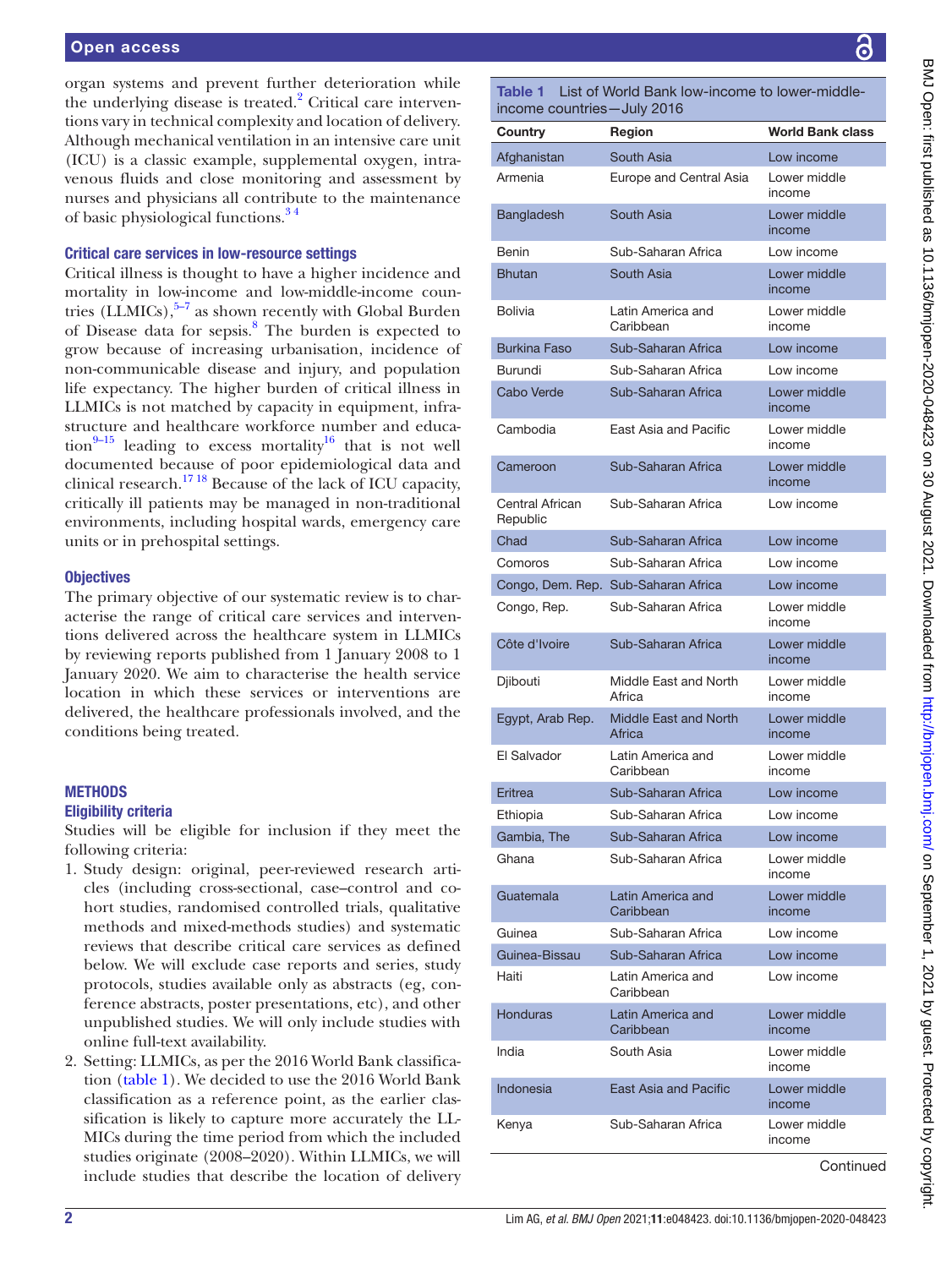organ systems and prevent further deterioration while the underlying disease is treated.[2] Critical care interventions vary in technical complexity and location of delivery. Although mechanical ventilation in an intensive care unit (ICU) is a classic example, supplemental oxygen, intravenous fluids and close monitoring and assessment by nurses and physicians all contribute to the maintenance of basic physiological functions.[3 4]

### Critical care services in low-resource settings

Critical illness is thought to have a higher incidence and mortality in low-income and low-middle-income countries (LLMICs),[5–7] as shown recently with Global Burden of Disease data for sepsis.[8] The burden is expected to grow because of increasing urbanisation, incidence of non-communicable disease and injury, and population life expectancy. The higher burden of critical illness in LLMICs is not matched by capacity in equipment, infrastructure and healthcare workforce number and education[9–15] leading to excess mortality[16] that is not well documented because of poor epidemiological data and clinical research.[17 18] Because of the lack of ICU capacity, critically ill patients may be managed in non-traditional environments, including hospital wards, emergency care units or in prehospital settings.

### Objectives

The primary objective of our systematic review is to characterise the range of critical care services and interventions delivered across the healthcare system in LLMICs by reviewing reports published from 1 January 2008 to 1 January 2020. We aim to characterise the health service location in which these services or interventions are delivered, the healthcare professionals involved, and the conditions being treated.

## METHODS

### Eligibility criteria

Studies will be eligible for inclusion if they meet the following criteria:

1. Study design: original, peer-reviewed research articles (including cross-sectional, case–control and cohort studies, randomised controlled trials, qualitative methods and mixed-methods studies) and systematic reviews that describe critical care services as defined below. We will exclude case reports and series, study protocols, studies available only as abstracts (eg, conference abstracts, poster presentations, etc), and other unpublished studies. We will only include studies with online full-text availability.
2. Setting: LLMICs, as per the 2016 World Bank classification (table 1). We decided to use the 2016 World Bank classification as a reference point, as the earlier classification is likely to capture more accurately the LLMICs during the time period from which the included studies originate (2008–2020). Within LLMICs, we will include studies that describe the location of delivery

**Table 1** List of World Bank low-income to lower-middle-income countries—July 2016

| Country | Region | World Bank class |
|---|---|---|
| Afghanistan | South Asia | Low income |
| Armenia | Europe and Central Asia | Lower middle income |
| Bangladesh | South Asia | Lower middle income |
| Benin | Sub-Saharan Africa | Low income |
| Bhutan | South Asia | Lower middle income |
| Bolivia | Latin America and Caribbean | Lower middle income |
| Burkina Faso | Sub-Saharan Africa | Low income |
| Burundi | Sub-Saharan Africa | Low income |
| Cabo Verde | Sub-Saharan Africa | Lower middle income |
| Cambodia | East Asia and Pacific | Lower middle income |
| Cameroon | Sub-Saharan Africa | Lower middle income |
| Central African Republic | Sub-Saharan Africa | Low income |
| Chad | Sub-Saharan Africa | Low income |
| Comoros | Sub-Saharan Africa | Low income |
| Congo, Dem. Rep. | Sub-Saharan Africa | Low income |
| Congo, Rep. | Sub-Saharan Africa | Lower middle income |
| Côte d'Ivoire | Sub-Saharan Africa | Lower middle income |
| Djibouti | Middle East and North Africa | Lower middle income |
| Egypt, Arab Rep. | Middle East and North Africa | Lower middle income |
| El Salvador | Latin America and Caribbean | Lower middle income |
| Eritrea | Sub-Saharan Africa | Low income |
| Ethiopia | Sub-Saharan Africa | Low income |
| Gambia, The | Sub-Saharan Africa | Low income |
| Ghana | Sub-Saharan Africa | Lower middle income |
| Guatemala | Latin America and Caribbean | Lower middle income |
| Guinea | Sub-Saharan Africa | Low income |
| Guinea-Bissau | Sub-Saharan Africa | Low income |
| Haiti | Latin America and Caribbean | Low income |
| Honduras | Latin America and Caribbean | Lower middle income |
| India | South Asia | Lower middle income |
| Indonesia | East Asia and Pacific | Lower middle income |
| Kenya | Sub-Saharan Africa | Lower middle income |

Continued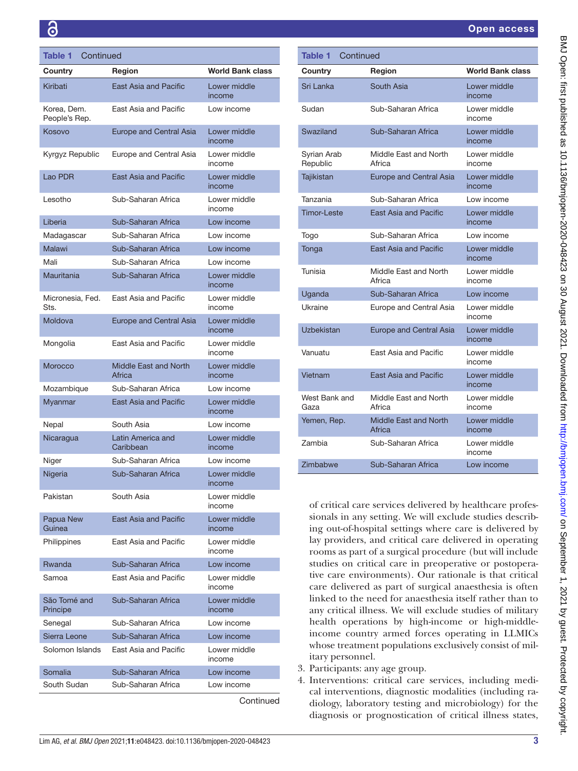**Table 1** Continued

| Country | Region | World Bank class |
|---|---|---|
| Kiribati | East Asia and Pacific | Lower middle income |
| Korea, Dem. People's Rep. | East Asia and Pacific | Low income |
| Kosovo | Europe and Central Asia | Lower middle income |
| Kyrgyz Republic | Europe and Central Asia | Lower middle income |
| Lao PDR | East Asia and Pacific | Lower middle income |
| Lesotho | Sub-Saharan Africa | Lower middle income |
| Liberia | Sub-Saharan Africa | Low income |
| Madagascar | Sub-Saharan Africa | Low income |
| Malawi | Sub-Saharan Africa | Low income |
| Mali | Sub-Saharan Africa | Low income |
| Mauritania | Sub-Saharan Africa | Lower middle income |
| Micronesia, Fed. Sts. | East Asia and Pacific | Lower middle income |
| Moldova | Europe and Central Asia | Lower middle income |
| Mongolia | East Asia and Pacific | Lower middle income |
| Morocco | Middle East and North Africa | Lower middle income |
| Mozambique | Sub-Saharan Africa | Low income |
| Myanmar | East Asia and Pacific | Lower middle income |
| Nepal | South Asia | Low income |
| Nicaragua | Latin America and Caribbean | Lower middle income |
| Niger | Sub-Saharan Africa | Low income |
| Nigeria | Sub-Saharan Africa | Lower middle income |
| Pakistan | South Asia | Lower middle income |
| Papua New Guinea | East Asia and Pacific | Lower middle income |
| Philippines | East Asia and Pacific | Lower middle income |
| Rwanda | Sub-Saharan Africa | Low income |
| Samoa | East Asia and Pacific | Lower middle income |
| São Tomé and Principe | Sub-Saharan Africa | Lower middle income |
| Senegal | Sub-Saharan Africa | Low income |
| Sierra Leone | Sub-Saharan Africa | Low income |
| Solomon Islands | East Asia and Pacific | Lower middle income |
| Somalia | Sub-Saharan Africa | Low income |
| South Sudan | Sub-Saharan Africa | Low income |
| Sri Lanka | South Asia | Lower middle income |
| Sudan | Sub-Saharan Africa | Lower middle income |
| Swaziland | Sub-Saharan Africa | Lower middle income |
| Syrian Arab Republic | Middle East and North Africa | Lower middle income |
| Tajikistan | Europe and Central Asia | Lower middle income |
| Tanzania | Sub-Saharan Africa | Low income |
| Timor-Leste | East Asia and Pacific | Lower middle income |
| Togo | Sub-Saharan Africa | Low income |
| Tonga | East Asia and Pacific | Lower middle income |
| Tunisia | Middle East and North Africa | Lower middle income |
| Uganda | Sub-Saharan Africa | Low income |
| Ukraine | Europe and Central Asia | Lower middle income |
| Uzbekistan | Europe and Central Asia | Lower middle income |
| Vanuatu | East Asia and Pacific | Lower middle income |
| Vietnam | East Asia and Pacific | Lower middle income |
| West Bank and Gaza | Middle East and North Africa | Lower middle income |
| Yemen, Rep. | Middle East and North Africa | Lower middle income |
| Zambia | Sub-Saharan Africa | Lower middle income |
| Zimbabwe | Sub-Saharan Africa | Low income |

of critical care services delivered by healthcare professionals in any setting. We will exclude studies describing out-of-hospital settings where care is delivered by lay providers, and critical care delivered in operating rooms as part of a surgical procedure (but will include studies on critical care in preoperative or postoperative care environments). Our rationale is that critical care delivered as part of surgical anaesthesia is often linked to the need for anaesthesia itself rather than to any critical illness. We will exclude studies of military health operations by high-income or high-middle-income country armed forces operating in LLMICs whose treatment populations exclusively consist of military personnel.

3. Participants: any age group.
4. Interventions: critical care services, including medical interventions, diagnostic modalities (including radiology, laboratory testing and microbiology) for the diagnosis or prognostication of critical illness states,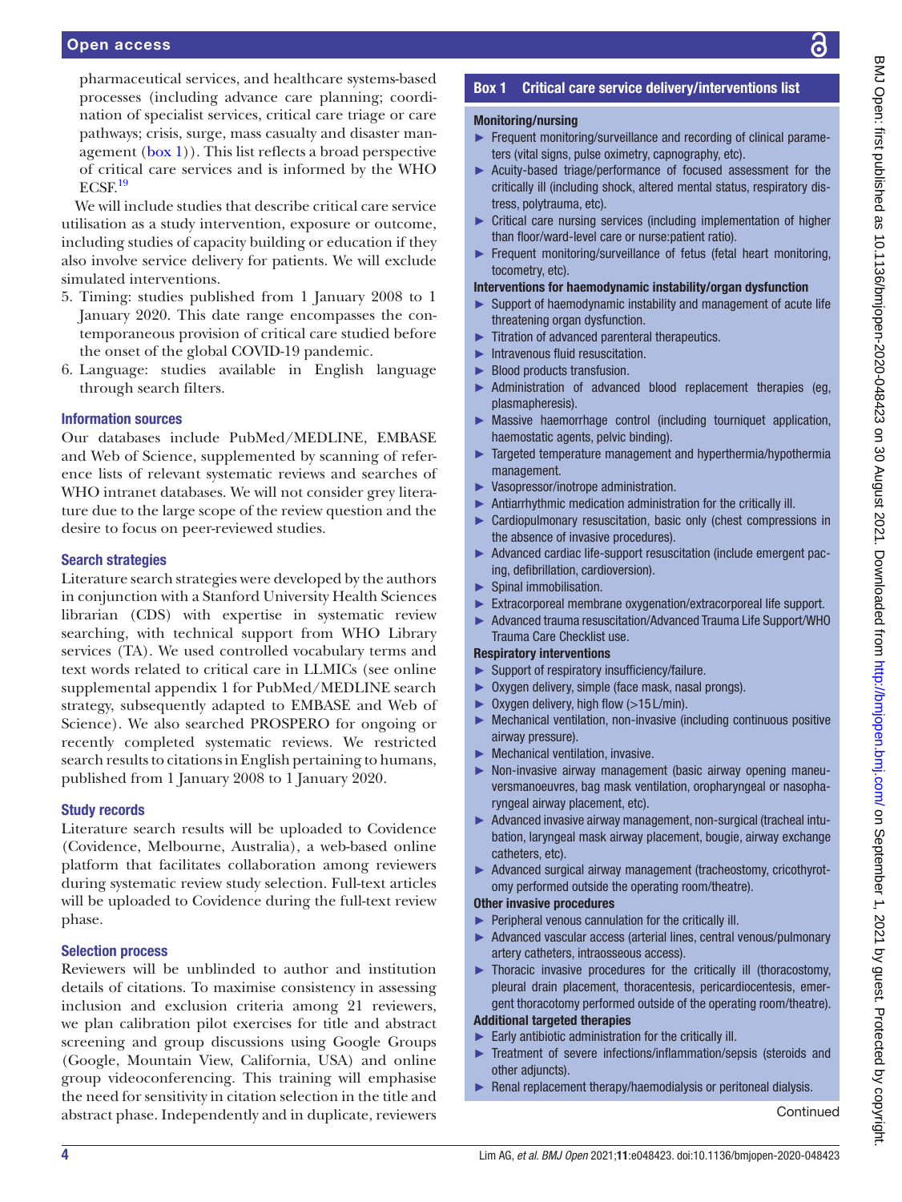pharmaceutical services, and healthcare systems-based processes (including advance care planning; coordination of specialist services, critical care triage or care pathways; crisis, surge, mass casualty and disaster management (box 1)). This list reflects a broad perspective of critical care services and is informed by the WHO ECSF.[19]

We will include studies that describe critical care service utilisation as a study intervention, exposure or outcome, including studies of capacity building or education if they also involve service delivery for patients. We will exclude simulated interventions.

5. Timing: studies published from 1 January 2008 to 1 January 2020. This date range encompasses the contemporaneous provision of critical care studied before the onset of the global COVID-19 pandemic.
6. Language: studies available in English language through search filters.

### Information sources

Our databases include PubMed/MEDLINE, EMBASE and Web of Science, supplemented by scanning of reference lists of relevant systematic reviews and searches of WHO intranet databases. We will not consider grey literature due to the large scope of the review question and the desire to focus on peer-reviewed studies.

### Search strategies

Literature search strategies were developed by the authors in conjunction with a Stanford University Health Sciences librarian (CDS) with expertise in systematic review searching, with technical support from WHO Library services (TA). We used controlled vocabulary terms and text words related to critical care in LLMICs (see online supplemental appendix 1 for PubMed/MEDLINE search strategy, subsequently adapted to EMBASE and Web of Science). We also searched PROSPERO for ongoing or recently completed systematic reviews. We restricted search results to citations in English pertaining to humans, published from 1 January 2008 to 1 January 2020.

### Study records

Literature search results will be uploaded to Covidence (Covidence, Melbourne, Australia), a web-based online platform that facilitates collaboration among reviewers during systematic review study selection. Full-text articles will be uploaded to Covidence during the full-text review phase.

### Selection process

Reviewers will be unblinded to author and institution details of citations. To maximise consistency in assessing inclusion and exclusion criteria among 21 reviewers, we plan calibration pilot exercises for title and abstract screening and group discussions using Google Groups (Google, Mountain View, California, USA) and online group videoconferencing. This training will emphasise the need for sensitivity in citation selection in the title and abstract phase. Independently and in duplicate, reviewers

**Box 1 Critical care service delivery/interventions list**

**Monitoring/nursing**

- Frequent monitoring/surveillance and recording of clinical parameters (vital signs, pulse oximetry, capnography, etc).
- Acuity-based triage/performance of focused assessment for the critically ill (including shock, altered mental status, respiratory distress, polytrauma, etc).
- Critical care nursing services (including implementation of higher than floor/ward-level care or nurse:patient ratio).
- Frequent monitoring/surveillance of fetus (fetal heart monitoring, tocometry, etc).

**Interventions for haemodynamic instability/organ dysfunction**

- Support of haemodynamic instability and management of acute life threatening organ dysfunction.
- Titration of advanced parenteral therapeutics.
- Intravenous fluid resuscitation.
- Blood products transfusion.
- Administration of advanced blood replacement therapies (eg, plasmapheresis).
- Massive haemorrhage control (including tourniquet application, haemostatic agents, pelvic binding).
- Targeted temperature management and hyperthermia/hypothermia management.
- Vasopressor/inotrope administration.
- Antiarrhythmic medication administration for the critically ill.
- Cardiopulmonary resuscitation, basic only (chest compressions in the absence of invasive procedures).
- Advanced cardiac life-support resuscitation (include emergent pacing, defibrillation, cardioversion).
- Spinal immobilisation.
- Extracorporeal membrane oxygenation/extracorporeal life support.
- Advanced trauma resuscitation/Advanced Trauma Life Support/WHO Trauma Care Checklist use.

**Respiratory interventions**

- Support of respiratory insufficiency/failure.
- Oxygen delivery, simple (face mask, nasal prongs).
- Oxygen delivery, high flow (>15 L/min).
- Mechanical ventilation, non-invasive (including continuous positive airway pressure).
- Mechanical ventilation, invasive.
- Non-invasive airway management (basic airway opening maneuversmanoeuvres, bag mask ventilation, oropharyngeal or nasopharyngeal airway placement, etc).
- Advanced invasive airway management, non-surgical (tracheal intubation, laryngeal mask airway placement, bougie, airway exchange catheters, etc).
- Advanced surgical airway management (tracheostomy, cricothyrotomy performed outside the operating room/theatre).

**Other invasive procedures**

- Peripheral venous cannulation for the critically ill.
- Advanced vascular access (arterial lines, central venous/pulmonary artery catheters, intraosseous access).
- Thoracic invasive procedures for the critically ill (thoracostomy, pleural drain placement, thoracentesis, pericardiocentesis, emergent thoracotomy performed outside of the operating room/theatre).

**Additional targeted therapies**

- Early antibiotic administration for the critically ill.
- Treatment of severe infections/inflammation/sepsis (steroids and other adjuncts).
- Renal replacement therapy/haemodialysis or peritoneal dialysis.

Continued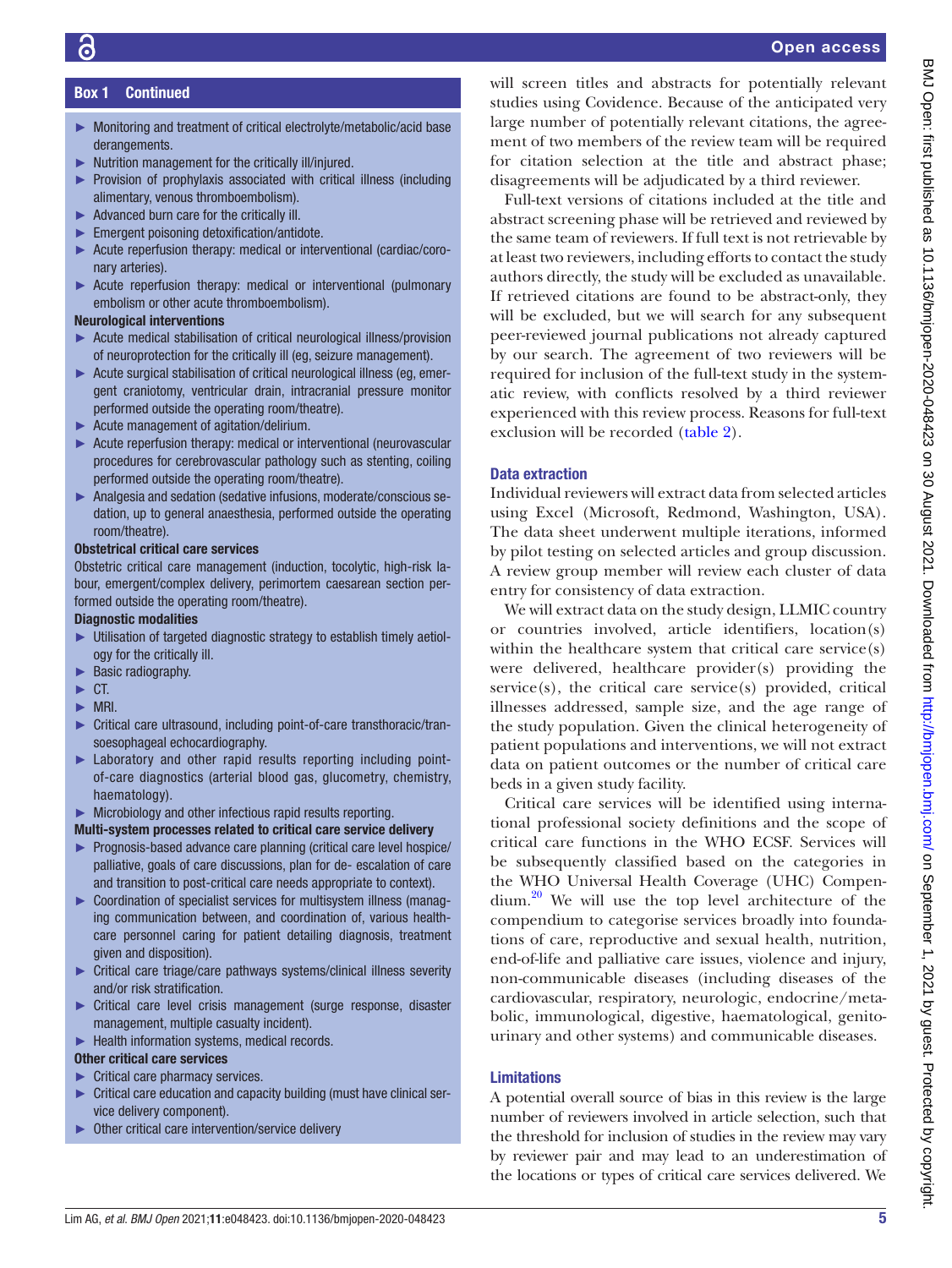## Box 1 Continued

- Monitoring and treatment of critical electrolyte/metabolic/acid base derangements.
- Nutrition management for the critically ill/injured.
- Provision of prophylaxis associated with critical illness (including alimentary, venous thromboembolism).
- Advanced burn care for the critically ill.
- Emergent poisoning detoxification/antidote.
- Acute reperfusion therapy: medical or interventional (cardiac/coronary arteries).
- Acute reperfusion therapy: medical or interventional (pulmonary embolism or other acute thromboembolism).

**Neurological interventions**

- Acute medical stabilisation of critical neurological illness/provision of neuroprotection for the critically ill (eg, seizure management).
- Acute surgical stabilisation of critical neurological illness (eg, emergent craniotomy, ventricular drain, intracranial pressure monitor performed outside the operating room/theatre).
- Acute management of agitation/delirium.
- Acute reperfusion therapy: medical or interventional (neurovascular procedures for cerebrovascular pathology such as stenting, coiling performed outside the operating room/theatre).
- Analgesia and sedation (sedative infusions, moderate/conscious sedation, up to general anaesthesia, performed outside the operating room/theatre).

**Obstetrical critical care services**

Obstetric critical care management (induction, tocolytic, high-risk labour, emergent/complex delivery, perimortem caesarean section performed outside the operating room/theatre).

**Diagnostic modalities**

- Utilisation of targeted diagnostic strategy to establish timely aetiology for the critically ill.
- Basic radiography.
- CT.
- MRI.
- Critical care ultrasound, including point-of-care transthoracic/transoesophageal echocardiography.
- Laboratory and other rapid results reporting including point-of-care diagnostics (arterial blood gas, glucometry, chemistry, haematology).
- Microbiology and other infectious rapid results reporting.

**Multi-system processes related to critical care service delivery**

- Prognosis-based advance care planning (critical care level hospice/palliative, goals of care discussions, plan for de- escalation of care and transition to post-critical care needs appropriate to context).
- Coordination of specialist services for multisystem illness (managing communication between, and coordination of, various healthcare personnel caring for patient detailing diagnosis, treatment given and disposition).
- Critical care triage/care pathways systems/clinical illness severity and/or risk stratification.
- Critical care level crisis management (surge response, disaster management, multiple casualty incident).
- Health information systems, medical records.

**Other critical care services**

- Critical care pharmacy services.
- Critical care education and capacity building (must have clinical service delivery component).
- Other critical care intervention/service delivery

will screen titles and abstracts for potentially relevant studies using Covidence. Because of the anticipated very large number of potentially relevant citations, the agreement of two members of the review team will be required for citation selection at the title and abstract phase; disagreements will be adjudicated by a third reviewer.

Full-text versions of citations included at the title and abstract screening phase will be retrieved and reviewed by the same team of reviewers. If full text is not retrievable by at least two reviewers, including efforts to contact the study authors directly, the study will be excluded as unavailable. If retrieved citations are found to be abstract-only, they will be excluded, but we will search for any subsequent peer-reviewed journal publications not already captured by our search. The agreement of two reviewers will be required for inclusion of the full-text study in the systematic review, with conflicts resolved by a third reviewer experienced with this review process. Reasons for full-text exclusion will be recorded (table 2).

### Data extraction

Individual reviewers will extract data from selected articles using Excel (Microsoft, Redmond, Washington, USA). The data sheet underwent multiple iterations, informed by pilot testing on selected articles and group discussion. A review group member will review each cluster of data entry for consistency of data extraction.

We will extract data on the study design, LLMIC country or countries involved, article identifiers, location(s) within the healthcare system that critical care service(s) were delivered, healthcare provider(s) providing the service(s), the critical care service(s) provided, critical illnesses addressed, sample size, and the age range of the study population. Given the clinical heterogeneity of patient populations and interventions, we will not extract data on patient outcomes or the number of critical care beds in a given study facility.

Critical care services will be identified using international professional society definitions and the scope of critical care functions in the WHO ECSF. Services will be subsequently classified based on the categories in the WHO Universal Health Coverage (UHC) Compendium.[20] We will use the top level architecture of the compendium to categorise services broadly into foundations of care, reproductive and sexual health, nutrition, end-of-life and palliative care issues, violence and injury, non-communicable diseases (including diseases of the cardiovascular, respiratory, neurologic, endocrine/metabolic, immunological, digestive, haematological, genitourinary and other systems) and communicable diseases.

### Limitations

A potential overall source of bias in this review is the large number of reviewers involved in article selection, such that the threshold for inclusion of studies in the review may vary by reviewer pair and may lead to an underestimation of the locations or types of critical care services delivered. We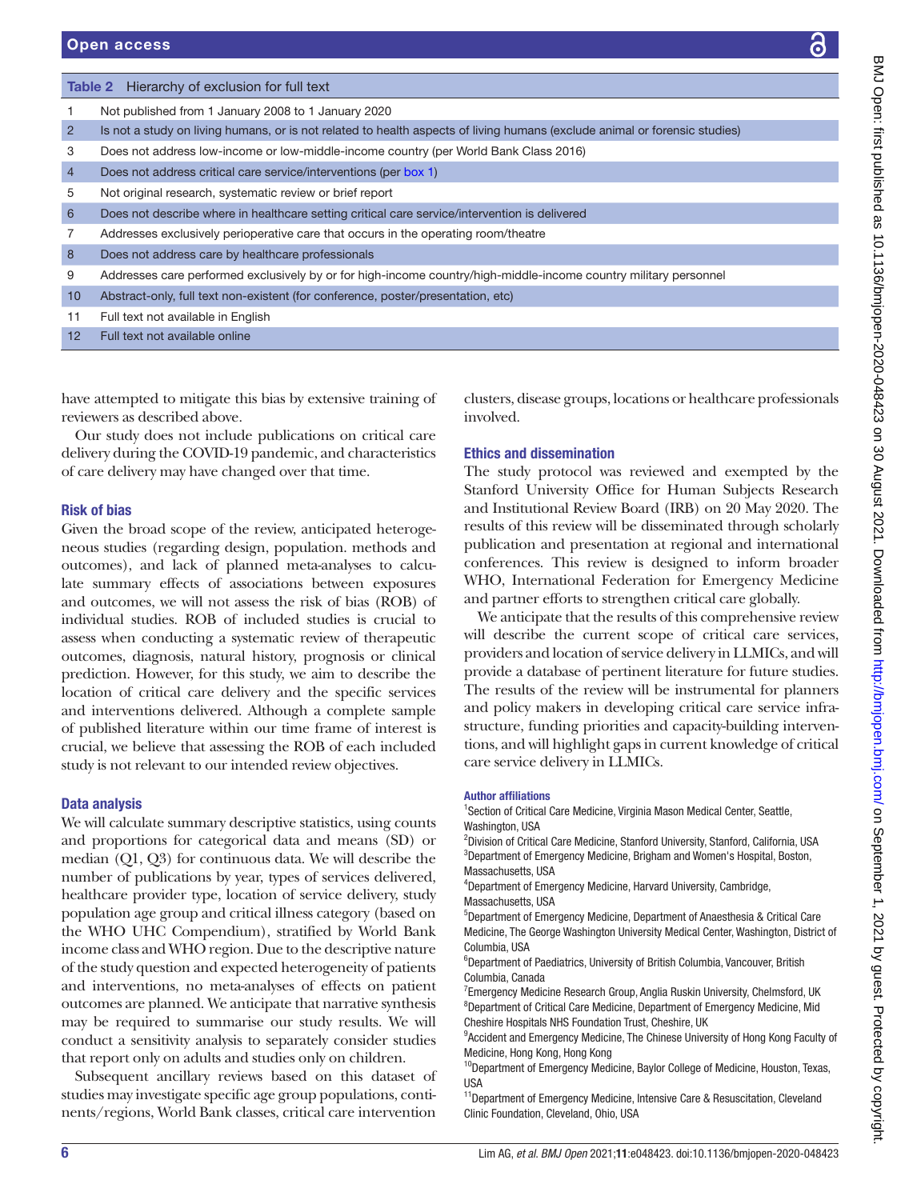Table 2 Hierarchy of exclusion for full text

| | |
|---|---|
| 1 | Not published from 1 January 2008 to 1 January 2020 |
| 2 | Is not a study on living humans, or is not related to health aspects of living humans (exclude animal or forensic studies) |
| 3 | Does not address low-income or low-middle-income country (per World Bank Class 2016) |
| 4 | Does not address critical care service/interventions (per box 1) |
| 5 | Not original research, systematic review or brief report |
| 6 | Does not describe where in healthcare setting critical care service/intervention is delivered |
| 7 | Addresses exclusively perioperative care that occurs in the operating room/theatre |
| 8 | Does not address care by healthcare professionals |
| 9 | Addresses care performed exclusively by or for high-income country/high-middle-income country military personnel |
| 10 | Abstract-only, full text non-existent (for conference, poster/presentation, etc) |
| 11 | Full text not available in English |
| 12 | Full text not available online |

have attempted to mitigate this bias by extensive training of reviewers as described above.

Our study does not include publications on critical care delivery during the COVID-19 pandemic, and characteristics of care delivery may have changed over that time.

## Risk of bias

Given the broad scope of the review, anticipated heterogeneous studies (regarding design, population. methods and outcomes), and lack of planned meta-analyses to calculate summary effects of associations between exposures and outcomes, we will not assess the risk of bias (ROB) of individual studies. ROB of included studies is crucial to assess when conducting a systematic review of therapeutic outcomes, diagnosis, natural history, prognosis or clinical prediction. However, for this study, we aim to describe the location of critical care delivery and the specific services and interventions delivered. Although a complete sample of published literature within our time frame of interest is crucial, we believe that assessing the ROB of each included study is not relevant to our intended review objectives.

## Data analysis

We will calculate summary descriptive statistics, using counts and proportions for categorical data and means (SD) or median (Q1, Q3) for continuous data. We will describe the number of publications by year, types of services delivered, healthcare provider type, location of service delivery, study population age group and critical illness category (based on the WHO UHC Compendium), stratified by World Bank income class and WHO region. Due to the descriptive nature of the study question and expected heterogeneity of patients and interventions, no meta-analyses of effects on patient outcomes are planned. We anticipate that narrative synthesis may be required to summarise our study results. We will conduct a sensitivity analysis to separately consider studies that report only on adults and studies only on children.

Subsequent ancillary reviews based on this dataset of studies may investigate specific age group populations, continents/regions, World Bank classes, critical care intervention clusters, disease groups, locations or healthcare professionals involved.

## Ethics and dissemination

The study protocol was reviewed and exempted by the Stanford University Office for Human Subjects Research and Institutional Review Board (IRB) on 20 May 2020. The results of this review will be disseminated through scholarly publication and presentation at regional and international conferences. This review is designed to inform broader WHO, International Federation for Emergency Medicine and partner efforts to strengthen critical care globally.

We anticipate that the results of this comprehensive review will describe the current scope of critical care services, providers and location of service delivery in LLMICs, and will provide a database of pertinent literature for future studies. The results of the review will be instrumental for planners and policy makers in developing critical care service infrastructure, funding priorities and capacity-building interventions, and will highlight gaps in current knowledge of critical care service delivery in LLMICs.

**Author affiliations**

[1]Section of Critical Care Medicine, Virginia Mason Medical Center, Seattle, Washington, USA
[2]Division of Critical Care Medicine, Stanford University, Stanford, California, USA
[3]Department of Emergency Medicine, Brigham and Women's Hospital, Boston, Massachusetts, USA
[4]Department of Emergency Medicine, Harvard University, Cambridge, Massachusetts, USA
[5]Department of Emergency Medicine, Department of Anaesthesia & Critical Care Medicine, The George Washington University Medical Center, Washington, District of Columbia, USA
[6]Department of Paediatrics, University of British Columbia, Vancouver, British Columbia, Canada
[7]Emergency Medicine Research Group, Anglia Ruskin University, Chelmsford, UK
[8]Department of Critical Care Medicine, Department of Emergency Medicine, Mid Cheshire Hospitals NHS Foundation Trust, Cheshire, UK
[9]Accident and Emergency Medicine, The Chinese University of Hong Kong Faculty of Medicine, Hong Kong, Hong Kong
[10]Department of Emergency Medicine, Baylor College of Medicine, Houston, Texas, USA
[11]Department of Emergency Medicine, Intensive Care & Resuscitation, Cleveland Clinic Foundation, Cleveland, Ohio, USA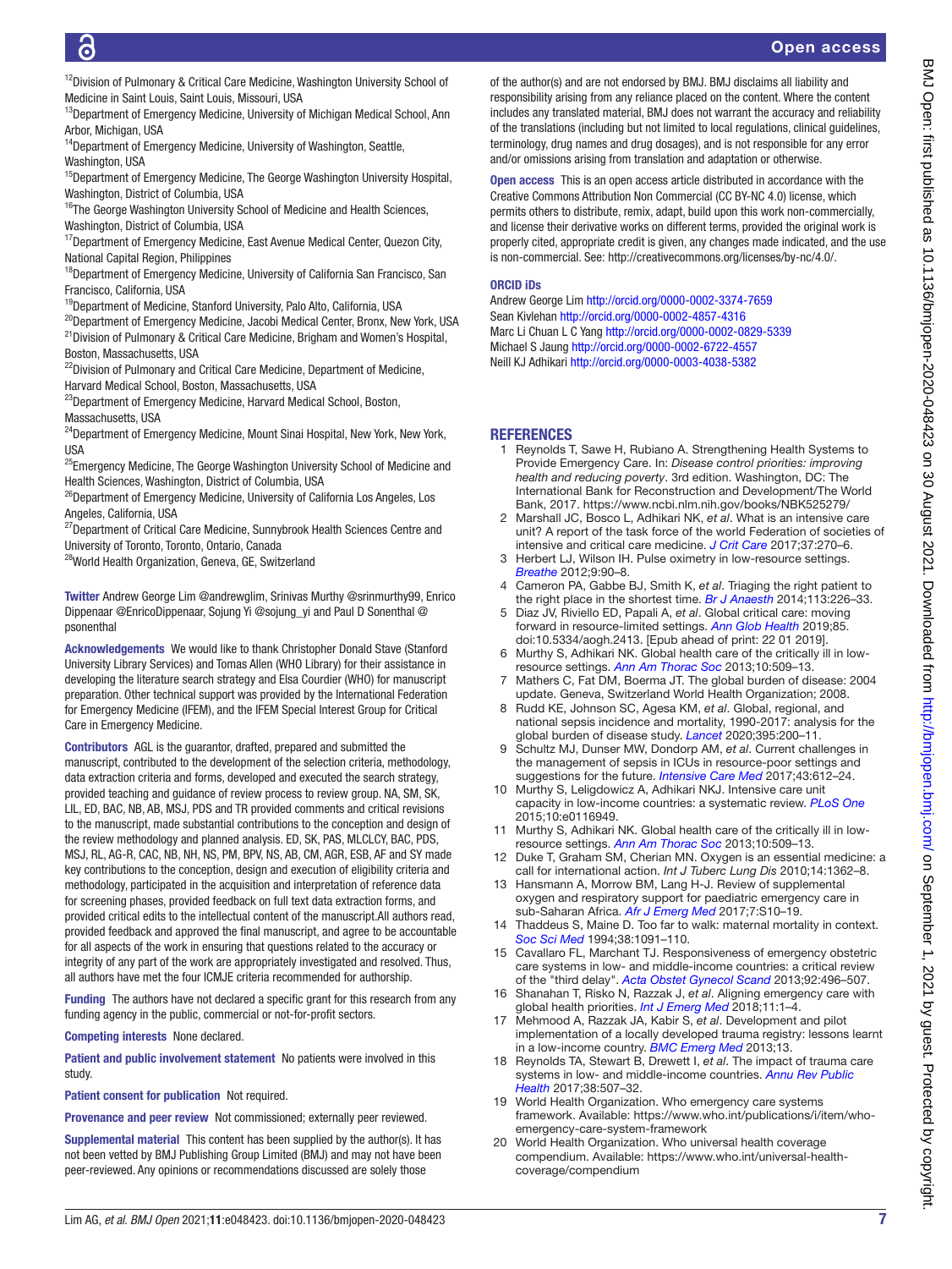[12]Division of Pulmonary & Critical Care Medicine, Washington University School of Medicine in Saint Louis, Saint Louis, Missouri, USA
[13]Department of Emergency Medicine, University of Michigan Medical School, Ann Arbor, Michigan, USA
[14]Department of Emergency Medicine, University of Washington, Seattle, Washington, USA
[15]Department of Emergency Medicine, The George Washington University Hospital, Washington, District of Columbia, USA
[16]The George Washington University School of Medicine and Health Sciences, Washington, District of Columbia, USA
[17]Department of Emergency Medicine, East Avenue Medical Center, Quezon City, National Capital Region, Philippines
[18]Department of Emergency Medicine, University of California San Francisco, San Francisco, California, USA
[19]Department of Medicine, Stanford University, Palo Alto, California, USA
[20]Department of Emergency Medicine, Jacobi Medical Center, Bronx, New York, USA
[21]Division of Pulmonary & Critical Care Medicine, Brigham and Women's Hospital, Boston, Massachusetts, USA
[22]Division of Pulmonary and Critical Care Medicine, Department of Medicine, Harvard Medical School, Boston, Massachusetts, USA
[23]Department of Emergency Medicine, Harvard Medical School, Boston, Massachusetts, USA
[24]Department of Emergency Medicine, Mount Sinai Hospital, New York, New York, USA
[25]Emergency Medicine, The George Washington University School of Medicine and Health Sciences, Washington, District of Columbia, USA
[26]Department of Emergency Medicine, University of California Los Angeles, Los Angeles, California, USA
[27]Department of Critical Care Medicine, Sunnybrook Health Sciences Centre and University of Toronto, Toronto, Ontario, Canada
[28]World Health Organization, Geneva, GE, Switzerland

**Twitter** Andrew George Lim @andrewglim, Srinivas Murthy @srinmurthy99, Enrico Dippenaar @EnricoDippenaar, Sojung Yi @sojung_yi and Paul D Sonenthal @psonenthal

**Acknowledgements** We would like to thank Christopher Donald Stave (Stanford University Library Services) and Tomas Allen (WHO Library) for their assistance in developing the literature search strategy and Elsa Courdier (WHO) for manuscript preparation. Other technical support was provided by the International Federation for Emergency Medicine (IFEM) and the IFEM Special Interest Group for Critical Care in Emergency Medicine.

**Contributors** AGL is the guarantor, drafted, prepared and submitted the manuscript, contributed to the development of the selection criteria, methodology, data extraction criteria and forms, developed and executed the search strategy, provided teaching and guidance of review process to review group. NA, SM, SK, LIL, ED, BAC, NB, AB, MSJ, PDS and TR provided comments and critical revisions to the manuscript, made substantial contributions to the conception and design of the review methodology and planned analysis. ED, SK, PAS, MLCLCY, BAC, PDS, MSJ, RL, AG-R, CAC, NB, NH, NS, PM, BPV, NS, AB, CM, AGR, ESB, AF and SY made key contributions to the conception, design and execution of eligibility criteria and methodology, participated in the acquisition and interpretation of reference data for screening phases, provided feedback on full text data extraction forms, and provided critical edits to the intellectual content of the manuscript.All authors read, provided feedback and approved the final manuscript, and agree to be accountable for all aspects of the work in ensuring that questions related to the accuracy or integrity of any part of the work are appropriately investigated and resolved. Thus, all authors have met the four ICMJE criteria recommended for authorship.

**Funding** The authors have not declared a specific grant for this research from any funding agency in the public, commercial or not-for-profit sectors.

**Competing interests** None declared.

**Patient and public involvement statement** No patients were involved in this study.

**Patient consent for publication** Not required.

**Provenance and peer review** Not commissioned; externally peer reviewed.

**Supplemental material** This content has been supplied by the author(s). It has not been vetted by BMJ Publishing Group Limited (BMJ) and may not have been peer-reviewed. Any opinions or recommendations discussed are solely those of the author(s) and are not endorsed by BMJ. BMJ disclaims all liability and responsibility arising from any reliance placed on the content. Where the content includes any translated material, BMJ does not warrant the accuracy and reliability of the translations (including but not limited to local regulations, clinical guidelines, terminology, drug names and drug dosages), and is not responsible for any error and/or omissions arising from translation and adaptation or otherwise.

**Open access** This is an open access article distributed in accordance with the Creative Commons Attribution Non Commercial (CC BY-NC 4.0) license, which permits others to distribute, remix, adapt, build upon this work non-commercially, and license their derivative works on different terms, provided the original work is properly cited, appropriate credit is given, any changes made indicated, and the use is non-commercial. See: http://creativecommons.org/licenses/by-nc/4.0/.

**ORCID iDs**

Andrew George Lim http://orcid.org/0000-0002-3374-7659
Sean Kivlehan http://orcid.org/0000-0002-4857-4316
Marc Li Chuan L C Yang http://orcid.org/0000-0002-0829-5339
Michael S Jaung http://orcid.org/0000-0002-6722-4557
Neill KJ Adhikari http://orcid.org/0000-0003-4038-5382

## REFERENCES

1. Reynolds T, Sawe H, Rubiano A. Strengthening Health Systems to Provide Emergency Care. In: *Disease control priorities: improving health and reducing poverty*. 3rd edition. Washington, DC: The International Bank for Reconstruction and Development/The World Bank, 2017. https://www.ncbi.nlm.nih.gov/books/NBK525279/
2. Marshall JC, Bosco L, Adhikari NK, *et al*. What is an intensive care unit? A report of the task force of the world Federation of societies of intensive and critical care medicine. *J Crit Care* 2017;37:270–6.
3. Herbert LJ, Wilson IH. Pulse oximetry in low-resource settings. *Breathe* 2012;9:90–8.
4. Cameron PA, Gabbe BJ, Smith K, *et al*. Triaging the right patient to the right place in the shortest time. *Br J Anaesth* 2014;113:226–33.
5. Diaz JV, Riviello ED, Papali A, *et al*. Global critical care: moving forward in resource-limited settings. *Ann Glob Health* 2019;85. doi:10.5334/aogh.2413. [Epub ahead of print: 22 01 2019].
6. Murthy S, Adhikari NK. Global health care of the critically ill in low-resource settings. *Ann Am Thorac Soc* 2013;10:509–13.
7. Mathers C, Fat DM, Boerma JT. The global burden of disease: 2004 update. Geneva, Switzerland World Health Organization; 2008.
8. Rudd KE, Johnson SC, Agesa KM, *et al*. Global, regional, and national sepsis incidence and mortality, 1990-2017: analysis for the global burden of disease study. *Lancet* 2020;395:200–11.
9. Schultz MJ, Dunser MW, Dondorp AM, *et al*. Current challenges in the management of sepsis in ICUs in resource-poor settings and suggestions for the future. *Intensive Care Med* 2017;43:612–24.
10. Murthy S, Leligdowicz A, Adhikari NKJ. Intensive care unit capacity in low-income countries: a systematic review. *PLoS One* 2015;10:e0116949.
11. Murthy S, Adhikari NK. Global health care of the critically ill in low-resource settings. *Ann Am Thorac Soc* 2013;10:509–13.
12. Duke T, Graham SM, Cherian MN. Oxygen is an essential medicine: a call for international action. *Int J Tuberc Lung Dis* 2010;14:1362–8.
13. Hansmann A, Morrow BM, Lang H-J. Review of supplemental oxygen and respiratory support for paediatric emergency care in sub-Saharan Africa. *Afr J Emerg Med* 2017;7:S10–19.
14. Thaddeus S, Maine D. Too far to walk: maternal mortality in context. *Soc Sci Med* 1994;38:1091–110.
15. Cavallaro FL, Marchant TJ. Responsiveness of emergency obstetric care systems in low- and middle-income countries: a critical review of the "third delay". *Acta Obstet Gynecol Scand* 2013;92:496–507.
16. Shanahan T, Risko N, Razzak J, *et al*. Aligning emergency care with global health priorities. *Int J Emerg Med* 2018;11:1–4.
17. Mehmood A, Razzak JA, Kabir S, *et al*. Development and pilot implementation of a locally developed trauma registry: lessons learnt in a low-income country. *BMC Emerg Med* 2013;13.
18. Reynolds TA, Stewart B, Drewett I, *et al*. The impact of trauma care systems in low- and middle-income countries. *Annu Rev Public Health* 2017;38:507–32.
19. World Health Organization. Who emergency care systems framework. Available: https://www.who.int/publications/i/item/who-emergency-care-system-framework
20. World Health Organization. Who universal health coverage compendium. Available: https://www.who.int/universal-health-coverage/compendium